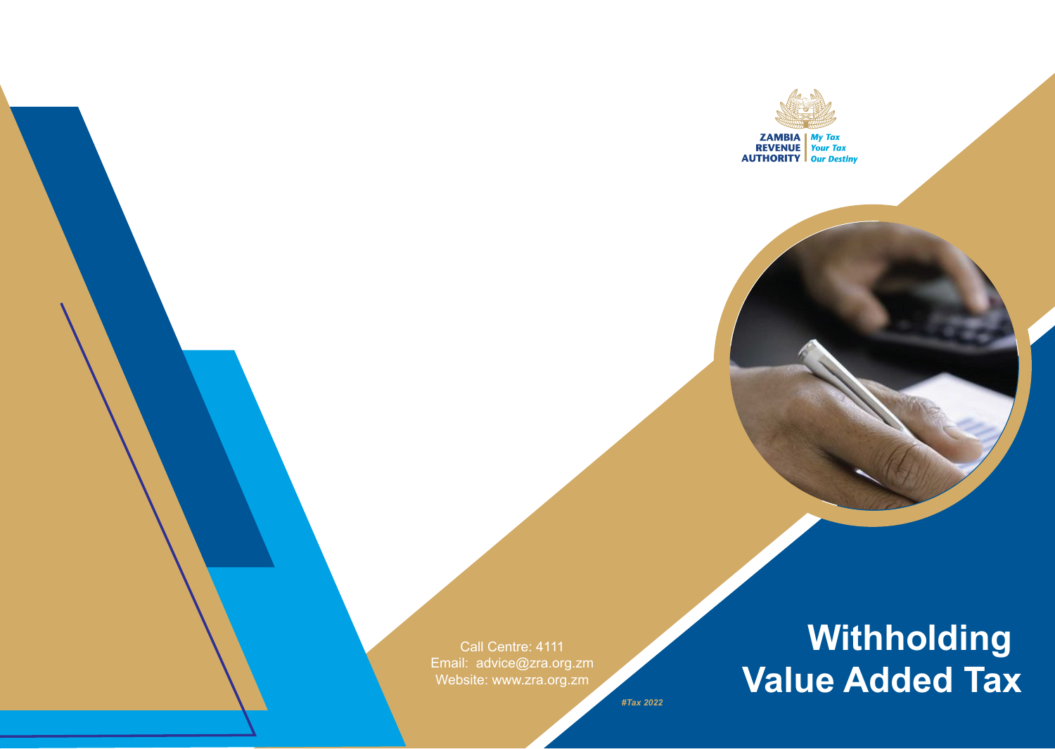ZAMBIA REVENUE AUTHORITY

*My Tax Your Tax Our Destiny*

# Withholding Value Added Tax

Call Centre: 4111
Email: advice@zra.org.zm
Website: www.zra.org.zm

*#Tax 2022*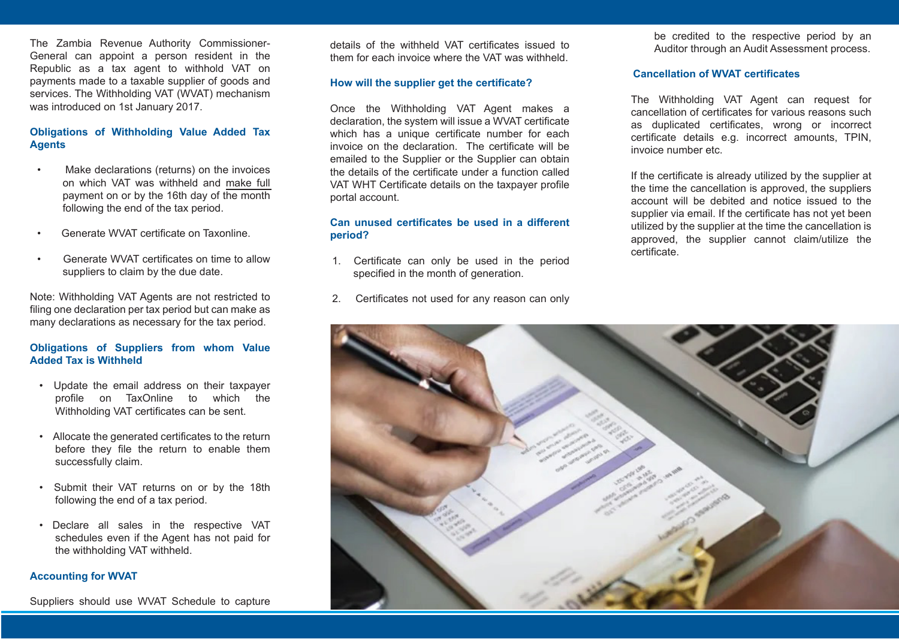The Zambia Revenue Authority Commissioner-General can appoint a person resident in the Republic as a tax agent to withhold VAT on payments made to a taxable supplier of goods and services. The Withholding VAT (WVAT) mechanism was introduced on 1st January 2017.

## Obligations of Withholding Value Added Tax Agents

- Make declarations (returns) on the invoices on which VAT was withheld and make full payment on or by the 16th day of the month following the end of the tax period.
- Generate WVAT certificate on Taxonline.
- Generate WVAT certificates on time to allow suppliers to claim by the due date.

Note: Withholding VAT Agents are not restricted to filing one declaration per tax period but can make as many declarations as necessary for the tax period.

## Obligations of Suppliers from whom Value Added Tax is Withheld

- Update the email address on their taxpayer profile on TaxOnline to which the Withholding VAT certificates can be sent.
- Allocate the generated certificates to the return before they file the return to enable them successfully claim.
- Submit their VAT returns on or by the 18th following the end of a tax period.
- Declare all sales in the respective VAT schedules even if the Agent has not paid for the withholding VAT withheld.

## Accounting for WVAT

Suppliers should use WVAT Schedule to capture details of the withheld VAT certificates issued to them for each invoice where the VAT was withheld.

## How will the supplier get the certificate?

Once the Withholding VAT Agent makes a declaration, the system will issue a WVAT certificate which has a unique certificate number for each invoice on the declaration. The certificate will be emailed to the Supplier or the Supplier can obtain the details of the certificate under a function called VAT WHT Certificate details on the taxpayer profile portal account.

## Can unused certificates be used in a different period?

1. Certificate can only be used in the period specified in the month of generation.
2. Certificates not used for any reason can only be credited to the respective period by an Auditor through an Audit Assessment process.

## Cancellation of WVAT certificates

The Withholding VAT Agent can request for cancellation of certificates for various reasons such as duplicated certificates, wrong or incorrect certificate details e.g. incorrect amounts, TPIN, invoice number etc.

If the certificate is already utilized by the supplier at the time the cancellation is approved, the suppliers account will be debited and notice issued to the supplier via email. If the certificate has not yet been utilized by the supplier at the time the cancellation is approved, the supplier cannot claim/utilize the certificate.